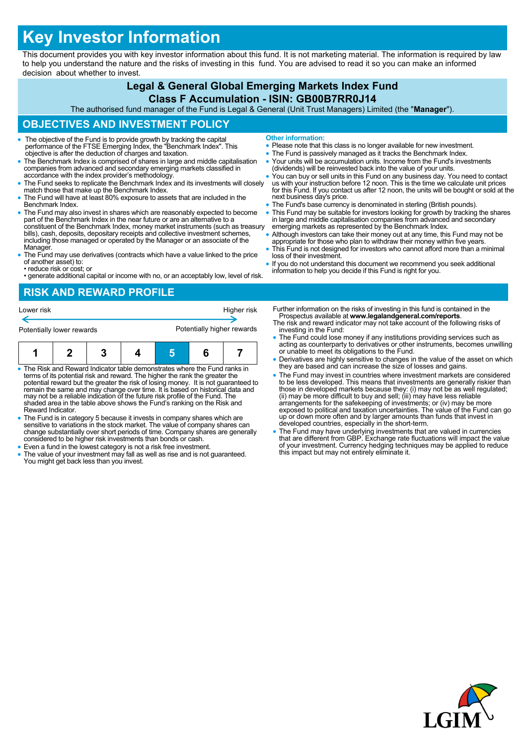# Key Investor Information

This document provides you with key investor information about this fund. It is not marketing material. The information is required by law to help you understand the nature and the risks of investing in this fund. You are advised to read it so you can make an informed decision about whether to invest.

## Legal & General Global Emerging Markets Index Fund

### Class F Accumulation - ISIN: GB00B7RR0J14

The authorised fund manager of the Fund is Legal & General (Unit Trust Managers) Limited (the "**Manager**").

## OBJECTIVES AND INVESTMENT POLICY

- The objective of the Fund is to provide growth by tracking the capital performance of the FTSE Emerging Index, the "Benchmark Index". This objective is after the deduction of charges and taxation.
- The Benchmark Index is comprised of shares in large and middle capitalisation companies from advanced and secondary emerging markets classified in accordance with the index provider's methodology.
- The Fund seeks to replicate the Benchmark Index and its investments will closely match those that make up the Benchmark Index.
- The Fund will have at least 80% exposure to assets that are included in the Benchmark Index.
- The Fund may also invest in shares which are reasonably expected to become part of the Benchmark Index in the near future or are an alternative to a constituent of the Benchmark Index, money market instruments (such as treasury bills), cash, deposits, depositary receipts and collective investment schemes, including those managed or operated by the Manager or an associate of the Manager.
- The Fund may use derivatives (contracts which have a value linked to the price of another asset) to:
  - • reduce risk or cost; or
  - • generate additional capital or income with no, or an acceptably low, level of risk.

**Other information:**

- Please note that this class is no longer available for new investment.
- The Fund is passively managed as it tracks the Benchmark Index.
- Your units will be accumulation units. Income from the Fund's investments (dividends) will be reinvested back into the value of your units.
- You can buy or sell units in this Fund on any business day. You need to contact us with your instruction before 12 noon. This is the time we calculate unit prices for this Fund. If you contact us after 12 noon, the units will be bought or sold at the next business day's price.
- The Fund's base currency is denominated in sterling (British pounds).
- This Fund may be suitable for investors looking for growth by tracking the shares in large and middle capitalisation companies from advanced and secondary emerging markets as represented by the Benchmark Index.
- Although investors can take their money out at any time, this Fund may not be appropriate for those who plan to withdraw their money within five years.
- This Fund is not designed for investors who cannot afford more than a minimal loss of their investment.
- If you do not understand this document we recommend you seek additional information to help you decide if this Fund is right for you.

## RISK AND REWARD PROFILE

Lower risk ← → Higher risk

Potentially lower rewards — Potentially higher rewards

| 1 | 2 | 3 | 4 | **5** | 6 | 7 |
|---|---|---|---|---|---|---|

- The Risk and Reward Indicator table demonstrates where the Fund ranks in terms of its potential risk and reward. The higher the rank the greater the potential reward but the greater the risk of losing money. It is not guaranteed to remain the same and may change over time. It is based on historical data and may not be a reliable indication of the future risk profile of the Fund. The shaded area in the table above shows the Fund's ranking on the Risk and Reward Indicator.
- The Fund is in category 5 because it invests in company shares which are sensitive to variations in the stock market. The value of company shares can change substantially over short periods of time. Company shares are generally considered to be higher risk investments than bonds or cash.
- Even a fund in the lowest category is not a risk free investment.
- The value of your investment may fall as well as rise and is not guaranteed. You might get back less than you invest.

Further information on the risks of investing in this fund is contained in the Prospectus available at **www.legalandgeneral.com/reports**.

The risk and reward indicator may not take account of the following risks of investing in the Fund:

- The Fund could lose money if any institutions providing services such as acting as counterparty to derivatives or other instruments, becomes unwilling or unable to meet its obligations to the Fund.
- Derivatives are highly sensitive to changes in the value of the asset on which they are based and can increase the size of losses and gains.
- The Fund may invest in countries where investment markets are considered to be less developed. This means that investments are generally riskier than those in developed markets because they: (i) may not be as well regulated; (ii) may be more difficult to buy and sell; (iii) may have less reliable arrangements for the safekeeping of investments; or (iv) may be more exposed to political and taxation uncertainties. The value of the Fund can go up or down more often and by larger amounts than funds that invest in developed countries, especially in the short-term.
- The Fund may have underlying investments that are valued in currencies that are different from GBP. Exchange rate fluctuations will impact the value of your investment. Currency hedging techniques may be applied to reduce this impact but may not entirely eliminate it.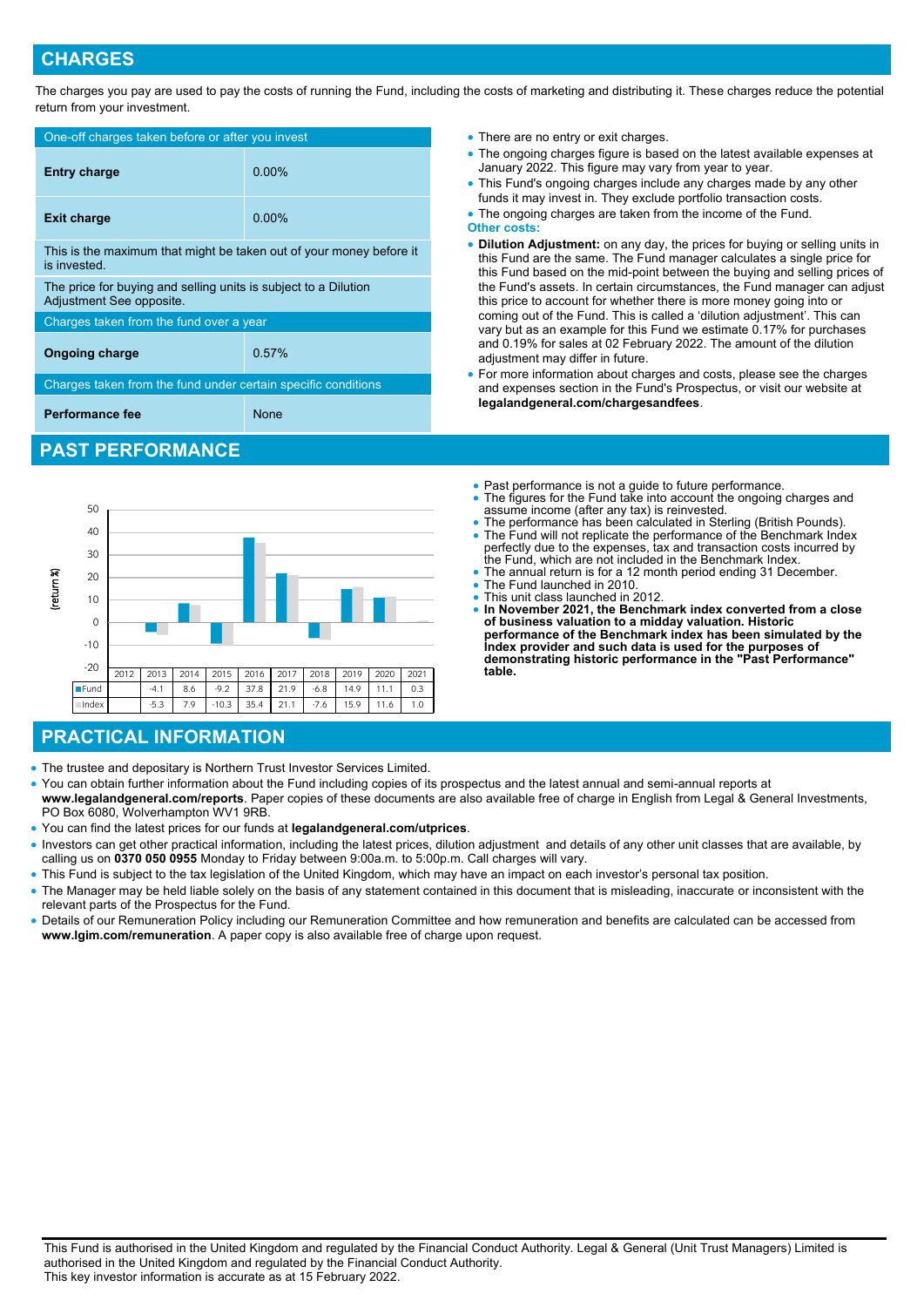## CHARGES

The charges you pay are used to pay the costs of running the Fund, including the costs of marketing and distributing it. These charges reduce the potential return from your investment.

| | |
|---|---|
| **One-off charges taken before or after you invest** | |
| **Entry charge** | 0.00% |
| **Exit charge** | 0.00% |
| This is the maximum that might be taken out of your money before it is invested. | |
| The price for buying and selling units is subject to a Dilution Adjustment See opposite. | |
| **Charges taken from the fund over a year** | |
| **Ongoing charge** | 0.57% |
| **Charges taken from the fund under certain specific conditions** | |
| **Performance fee** | None |

- There are no entry or exit charges.
- The ongoing charges figure is based on the latest available expenses at January 2022. This figure may vary from year to year.
- This Fund's ongoing charges include any charges made by any other funds it may invest in. They exclude portfolio transaction costs.
- The ongoing charges are taken from the income of the Fund.

**Other costs:**

- **Dilution Adjustment:** on any day, the prices for buying or selling units in this Fund are the same. The Fund manager calculates a single price for this Fund based on the mid-point between the buying and selling prices of the Fund's assets. In certain circumstances, the Fund manager can adjust this price to account for whether there is more money going into or coming out of the Fund. This is called a 'dilution adjustment'. This can vary but as an example for this Fund we estimate 0.17% for purchases and 0.19% for sales at 02 February 2022. The amount of the dilution adjustment may differ in future.
- For more information about charges and costs, please see the charges and expenses section in the Fund's Prospectus, or visit our website at **legalandgeneral.com/chargesandfees**.

## PAST PERFORMANCE

(return %)

50
40
30
20
10
0
-10
-20

| | 2012 | 2013 | 2014 | 2015 | 2016 | 2017 | 2018 | 2019 | 2020 | 2021 |
|---|---|---|---|---|---|---|---|---|---|---|
| Fund | | -4.1 | 8.6 | -9.2 | 37.8 | 21.9 | -6.8 | 14.9 | 11.1 | 0.3 |
| Index | | -5.3 | 7.9 | -10.3 | 35.4 | 21.1 | -7.6 | 15.9 | 11.6 | 1.0 |

- Past performance is not a guide to future performance.
- The figures for the Fund take into account the ongoing charges and assume income (after any tax) is reinvested.
- The performance has been calculated in Sterling (British Pounds).
- The Fund will not replicate the performance of the Benchmark Index perfectly due to the expenses, tax and transaction costs incurred by the Fund, which are not included in the Benchmark Index.
- The annual return is for a 12 month period ending 31 December.
- The Fund launched in 2010.
- This unit class launched in 2012.
- **In November 2021, the Benchmark index converted from a close of business valuation to a midday valuation. Historic performance of the Benchmark index has been simulated by the Index provider and such data is used for the purposes of demonstrating historic performance in the "Past Performance" table.**

## PRACTICAL INFORMATION

- The trustee and depositary is Northern Trust Investor Services Limited.
- You can obtain further information about the Fund including copies of its prospectus and the latest annual and semi-annual reports at **www.legalandgeneral.com/reports**. Paper copies of these documents are also available free of charge in English from Legal & General Investments, PO Box 6080, Wolverhampton WV1 9RB.
- You can find the latest prices for our funds at **legalandgeneral.com/utprices**.
- Investors can get other practical information, including the latest prices, dilution adjustment and details of any other unit classes that are available, by calling us on **0370 050 0955** Monday to Friday between 9:00a.m. to 5:00p.m. Call charges will vary.
- This Fund is subject to the tax legislation of the United Kingdom, which may have an impact on each investor's personal tax position.
- The Manager may be held liable solely on the basis of any statement contained in this document that is misleading, inaccurate or inconsistent with the relevant parts of the Prospectus for the Fund.
- Details of our Remuneration Policy including our Remuneration Committee and how remuneration and benefits are calculated can be accessed from **www.lgim.com/remuneration**. A paper copy is also available free of charge upon request.

This Fund is authorised in the United Kingdom and regulated by the Financial Conduct Authority. Legal & General (Unit Trust Managers) Limited is authorised in the United Kingdom and regulated by the Financial Conduct Authority.
This key investor information is accurate as at 15 February 2022.